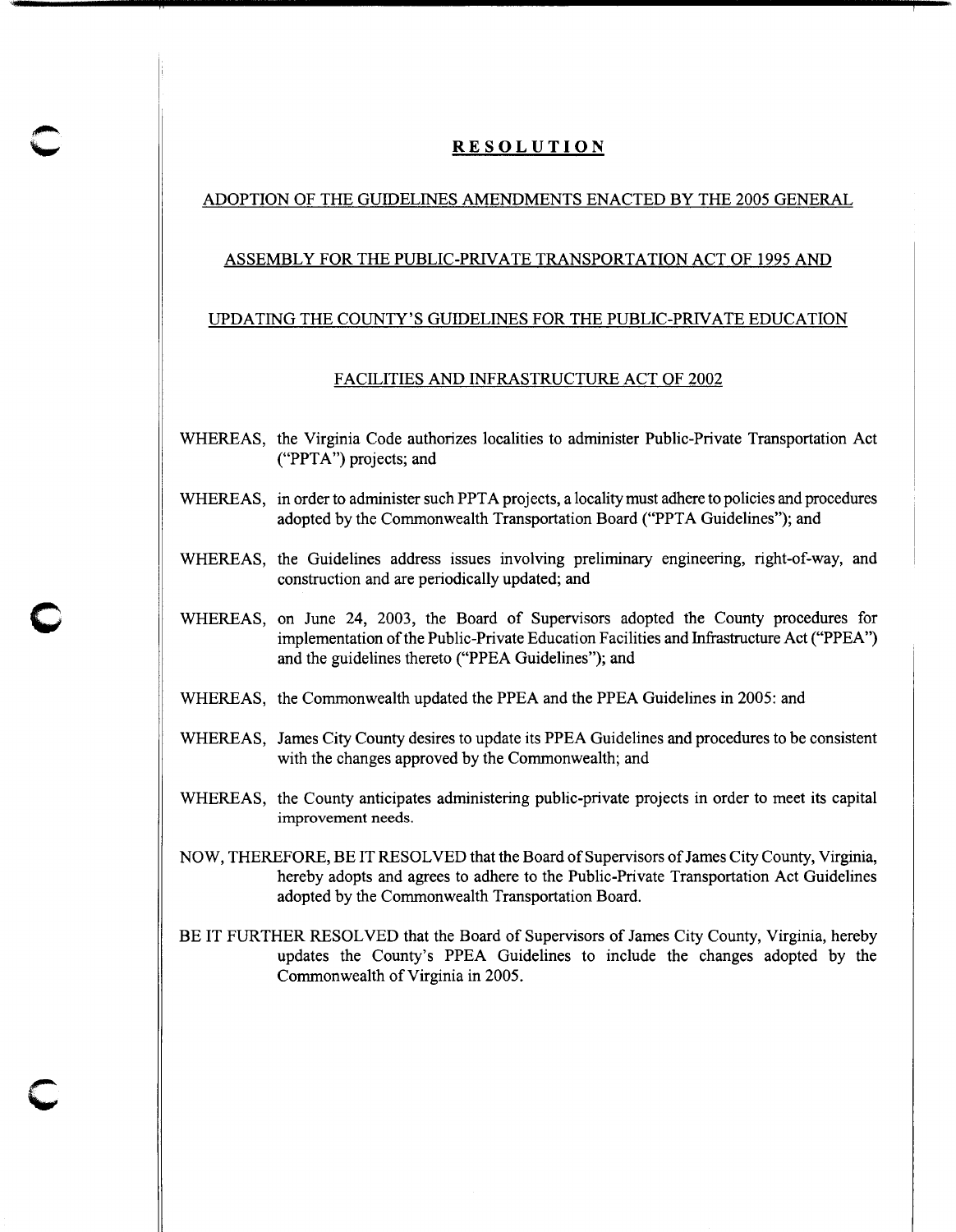# RESOLUTION

## ADOPTION OF THE GUIDELINES AMENDMENTS ENACTED BY THE 2005 GENERAL ASSEMBLY FOR THE PUBLIC-PRIVATE TRANSPORTATION ACT OF 1995 AND UPDATING THE COUNTY'S GUIDELINES FOR THE PUBLIC-PRIVATE EDUCATION FACILITIES AND INFRASTRUCTURE ACT OF 2002

WHEREAS, the Virginia Code authorizes localities to administer Public-Private Transportation Act ("PPTA") projects; and

WHEREAS, in order to administer such PPTA projects, a locality must adhere to policies and procedures adopted by the Commonwealth Transportation Board ("PPTA Guidelines"); and

WHEREAS, the Guidelines address issues involving preliminary engineering, right-of-way, and construction and are periodically updated; and

WHEREAS, on June 24, 2003, the Board of Supervisors adopted the County procedures for implementation of the Public-Private Education Facilities and Infrastructure Act ("PPEA") and the guidelines thereto ("PPEA Guidelines"); and

WHEREAS, the Commonwealth updated the PPEA and the PPEA Guidelines in 2005: and

WHEREAS, James City County desires to update its PPEA Guidelines and procedures to be consistent with the changes approved by the Commonwealth; and

WHEREAS, the County anticipates administering public-private projects in order to meet its capital improvement needs.

NOW, THEREFORE, BE IT RESOLVED that the Board of Supervisors of James City County, Virginia, hereby adopts and agrees to adhere to the Public-Private Transportation Act Guidelines adopted by the Commonwealth Transportation Board.

BE IT FURTHER RESOLVED that the Board of Supervisors of James City County, Virginia, hereby updates the County's PPEA Guidelines to include the changes adopted by the Commonwealth of Virginia in 2005.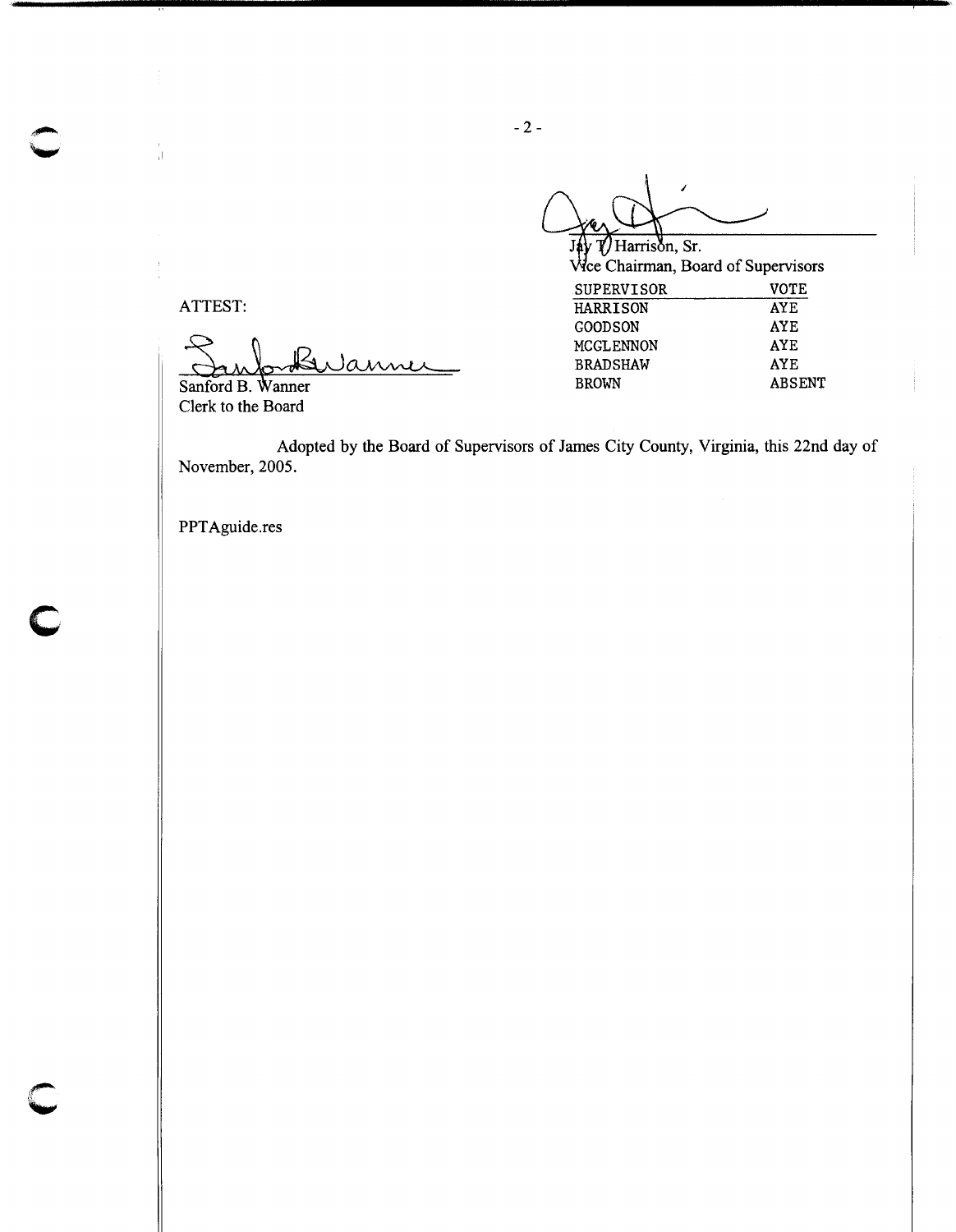Jay T. Harrison, Sr.
Vice Chairman, Board of Supervisors

| SUPERVISOR | VOTE |
| --- | --- |
| HARRISON | AYE |
| GOODSON | AYE |
| MCGLENNON | AYE |
| BRADSHAW | AYE |
| BROWN | ABSENT |

ATTEST:

Sanford B. Wanner
Clerk to the Board

Adopted by the Board of Supervisors of James City County, Virginia, this 22nd day of November, 2005.

PPTAguide.res